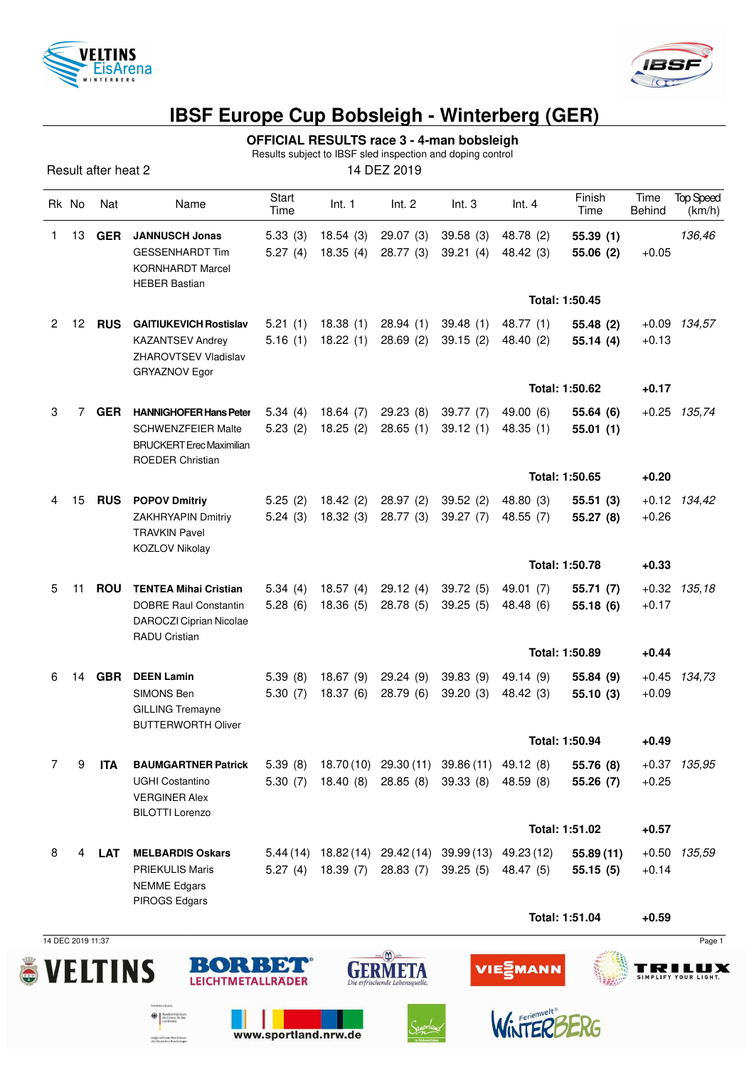# IBSF Europe Cup Bobsleigh - Winterberg (GER)

## OFFICIAL RESULTS race 3 - 4-man bobsleigh

Results subject to IBSF sled inspection and doping control

Result after heat 2

14 DEZ 2019

| Rk | No | Nat | Name | Start Time | Int. 1 | Int. 2 | Int. 3 | Int. 4 | Finish Time | Time Behind | Top Speed (km/h) |
|---|---|---|---|---|---|---|---|---|---|---|---|
| 1 | 13 | **GER** | **JANNUSCH Jonas** | 5.33 (3) | 18.54 (3) | 29.07 (3) | 39.58 (3) | 48.78 (2) | **55.39 (1)** | | *136,46* |
| | | | GESSENHARDT Tim | 5.27 (4) | 18.35 (4) | 28.77 (3) | 39.21 (4) | 48.42 (3) | **55.06 (2)** | +0.05 | |
| | | | KORNHARDT Marcel | | | | | | | | |
| | | | HEBER Bastian | | | | | | | | |
| | | | | | | | | | **Total: 1:50.45** | | |
| 2 | 12 | **RUS** | **GAITIUKEVICH Rostislav** | 5.21 (1) | 18.38 (1) | 28.94 (1) | 39.48 (1) | 48.77 (1) | **55.48 (2)** | +0.09 | *134,57* |
| | | | KAZANTSEV Andrey | 5.16 (1) | 18.22 (1) | 28.69 (2) | 39.15 (2) | 48.40 (2) | **55.14 (4)** | +0.13 | |
| | | | ZHAROVTSEV Vladislav | | | | | | | | |
| | | | GRYAZNOV Egor | | | | | | | | |
| | | | | | | | | | **Total: 1:50.62** | **+0.17** | |
| 3 | 7 | **GER** | **HANNIGHOFER Hans Peter** | 5.34 (4) | 18.64 (7) | 29.23 (8) | 39.77 (7) | 49.00 (6) | **55.64 (6)** | +0.25 | *135,74* |
| | | | SCHWENZFEIER Malte | 5.23 (2) | 18.25 (2) | 28.65 (1) | 39.12 (1) | 48.35 (1) | **55.01 (1)** | | |
| | | | BRUCKERT Erec Maximilian | | | | | | | | |
| | | | ROEDER Christian | | | | | | | | |
| | | | | | | | | | **Total: 1:50.65** | **+0.20** | |
| 4 | 15 | **RUS** | **POPOV Dmitriy** | 5.25 (2) | 18.42 (2) | 28.97 (2) | 39.52 (2) | 48.80 (3) | **55.51 (3)** | +0.12 | *134,42* |
| | | | ZAKHRYAPIN Dmitriy | 5.24 (3) | 18.32 (3) | 28.77 (3) | 39.27 (7) | 48.55 (7) | **55.27 (8)** | +0.26 | |
| | | | TRAVKIN Pavel | | | | | | | | |
| | | | KOZLOV Nikolay | | | | | | | | |
| | | | | | | | | | **Total: 1:50.78** | **+0.33** | |
| 5 | 11 | **ROU** | **TENTEA Mihai Cristian** | 5.34 (4) | 18.57 (4) | 29.12 (4) | 39.72 (5) | 49.01 (7) | **55.71 (7)** | +0.32 | *135,18* |
| | | | DOBRE Raul Constantin | 5.28 (6) | 18.36 (5) | 28.78 (5) | 39.25 (5) | 48.48 (6) | **55.18 (6)** | +0.17 | |
| | | | DAROCZI Ciprian Nicolae | | | | | | | | |
| | | | RADU Cristian | | | | | | | | |
| | | | | | | | | | **Total: 1:50.89** | **+0.44** | |
| 6 | 14 | **GBR** | **DEEN Lamin** | 5.39 (8) | 18.67 (9) | 29.24 (9) | 39.83 (9) | 49.14 (9) | **55.84 (9)** | +0.45 | *134,73* |
| | | | SIMONS Ben | 5.30 (7) | 18.37 (6) | 28.79 (6) | 39.20 (3) | 48.42 (3) | **55.10 (3)** | +0.09 | |
| | | | GILLING Tremayne | | | | | | | | |
| | | | BUTTERWORTH Oliver | | | | | | | | |
| | | | | | | | | | **Total: 1:50.94** | **+0.49** | |
| 7 | 9 | **ITA** | **BAUMGARTNER Patrick** | 5.39 (8) | 18.70 (10) | 29.30 (11) | 39.86 (11) | 49.12 (8) | **55.76 (8)** | +0.37 | *135,95* |
| | | | UGHI Costantino | 5.30 (7) | 18.40 (8) | 28.85 (8) | 39.33 (8) | 48.59 (8) | **55.26 (7)** | +0.25 | |
| | | | VERGINER Alex | | | | | | | | |
| | | | BILOTTI Lorenzo | | | | | | | | |
| | | | | | | | | | **Total: 1:51.02** | **+0.57** | |
| 8 | 4 | **LAT** | **MELBARDIS Oskars** | 5.44 (14) | 18.82 (14) | 29.42 (14) | 39.99 (13) | 49.23 (12) | **55.89 (11)** | +0.50 | *135,59* |
| | | | PRIEKULIS Maris | 5.27 (4) | 18.39 (7) | 28.83 (7) | 39.25 (5) | 48.47 (5) | **55.15 (5)** | +0.14 | |
| | | | NEMME Edgars | | | | | | | | |
| | | | PIROGS Edgars | | | | | | | | |
| | | | | | | | | | **Total: 1:51.04** | **+0.59** | |

14 DEC 2019 11:37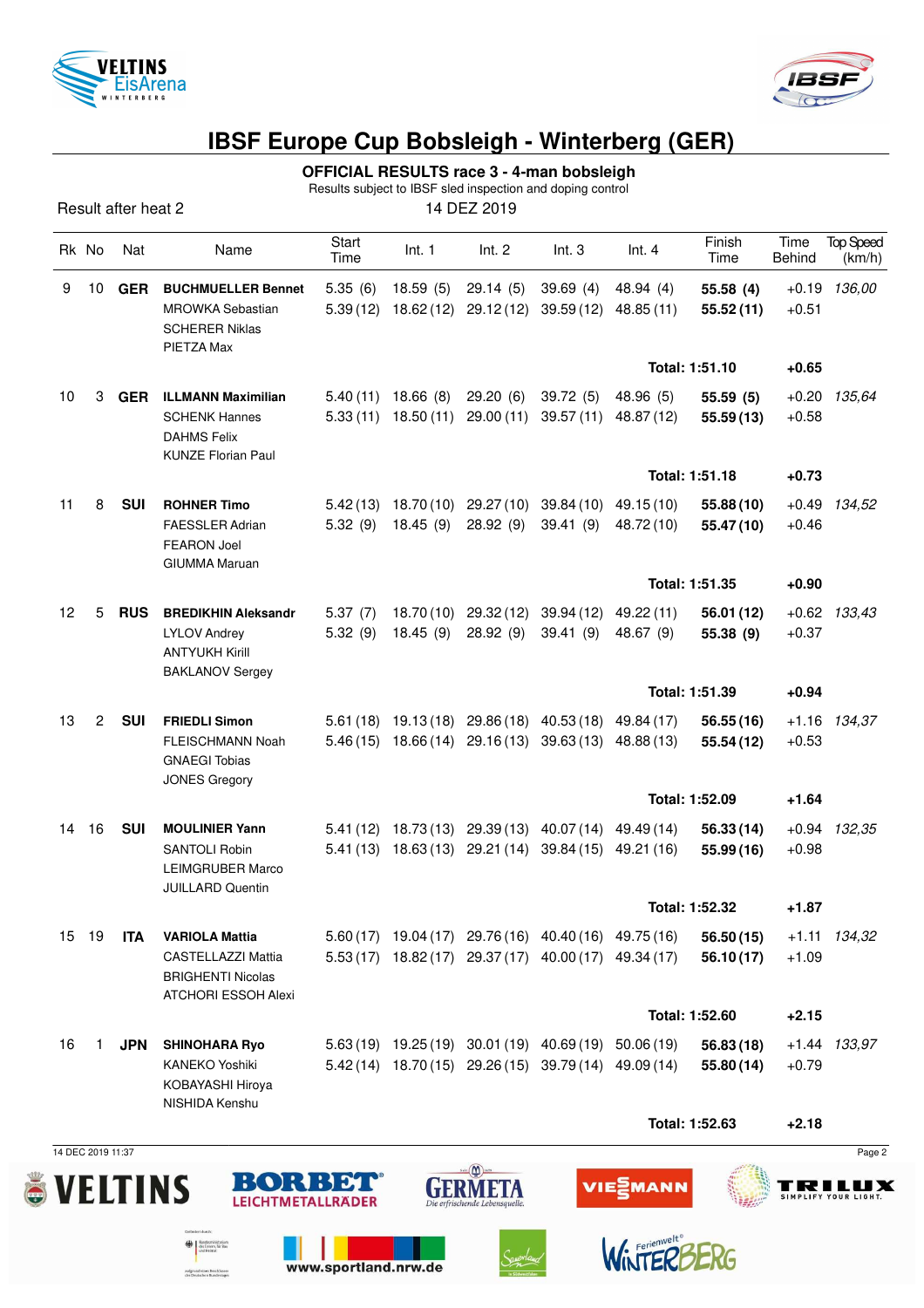# IBSF Europe Cup Bobsleigh - Winterberg (GER)

## OFFICIAL RESULTS race 3 - 4-man bobsleigh

Results subject to IBSF sled inspection and doping control

Result after heat 2

14 DEZ 2019

| Rk | No | Nat | Name | Start Time | Int. 1 | Int. 2 | Int. 3 | Int. 4 | Finish Time | Time Behind | Top Speed (km/h) |
|---|---|---|---|---|---|---|---|---|---|---|---|
| 9 | 10 | GER | **BUCHMUELLER Bennet** | 5.35 (6) | 18.59 (5) | 29.14 (5) | 39.69 (4) | 48.94 (4) | **55.58 (4)** | +0.19 | *136,00* |
| | | | MROWKA Sebastian | 5.39 (12) | 18.62 (12) | 29.12 (12) | 39.59 (12) | 48.85 (11) | **55.52 (11)** | +0.51 | |
| | | | SCHERER Niklas | | | | | | | | |
| | | | PIETZA Max | | | | | | | | |
| | | | | | | | | | **Total: 1:51.10** | **+0.65** | |
| 10 | 3 | GER | **ILLMANN Maximilian** | 5.40 (11) | 18.66 (8) | 29.20 (6) | 39.72 (5) | 48.96 (5) | **55.59 (5)** | +0.20 | *135,64* |
| | | | SCHENK Hannes | 5.33 (11) | 18.50 (11) | 29.00 (11) | 39.57 (11) | 48.87 (12) | **55.59 (13)** | +0.58 | |
| | | | DAHMS Felix | | | | | | | | |
| | | | KUNZE Florian Paul | | | | | | | | |
| | | | | | | | | | **Total: 1:51.18** | **+0.73** | |
| 11 | 8 | SUI | **ROHNER Timo** | 5.42 (13) | 18.70 (10) | 29.27 (10) | 39.84 (10) | 49.15 (10) | **55.88 (10)** | +0.49 | *134,52* |
| | | | FAESSLER Adrian | 5.32 (9) | 18.45 (9) | 28.92 (9) | 39.41 (9) | 48.72 (10) | **55.47 (10)** | +0.46 | |
| | | | FEARON Joel | | | | | | | | |
| | | | GIUMMA Maruan | | | | | | | | |
| | | | | | | | | | **Total: 1:51.35** | **+0.90** | |
| 12 | 5 | RUS | **BREDIKHIN Aleksandr** | 5.37 (7) | 18.70 (10) | 29.32 (12) | 39.94 (12) | 49.22 (11) | **56.01 (12)** | +0.62 | *133,43* |
| | | | LYLOV Andrey | 5.32 (9) | 18.45 (9) | 28.92 (9) | 39.41 (9) | 48.67 (9) | **55.38 (9)** | +0.37 | |
| | | | ANTYUKH Kirill | | | | | | | | |
| | | | BAKLANOV Sergey | | | | | | | | |
| | | | | | | | | | **Total: 1:51.39** | **+0.94** | |
| 13 | 2 | SUI | **FRIEDLI Simon** | 5.61 (18) | 19.13 (18) | 29.86 (18) | 40.53 (18) | 49.84 (17) | **56.55 (16)** | +1.16 | *134,37* |
| | | | FLEISCHMANN Noah | 5.46 (15) | 18.66 (14) | 29.16 (13) | 39.63 (13) | 48.88 (13) | **55.54 (12)** | +0.53 | |
| | | | GNAEGI Tobias | | | | | | | | |
| | | | JONES Gregory | | | | | | | | |
| | | | | | | | | | **Total: 1:52.09** | **+1.64** | |
| 14 | 16 | SUI | **MOULINIER Yann** | 5.41 (12) | 18.73 (13) | 29.39 (13) | 40.07 (14) | 49.49 (14) | **56.33 (14)** | +0.94 | *132,35* |
| | | | SANTOLI Robin | 5.41 (13) | 18.63 (13) | 29.21 (14) | 39.84 (15) | 49.21 (16) | **55.99 (16)** | +0.98 | |
| | | | LEIMGRUBER Marco | | | | | | | | |
| | | | JUILLARD Quentin | | | | | | | | |
| | | | | | | | | | **Total: 1:52.32** | **+1.87** | |
| 15 | 19 | ITA | **VARIOLA Mattia** | 5.60 (17) | 19.04 (17) | 29.76 (16) | 40.40 (16) | 49.75 (16) | **56.50 (15)** | +1.11 | *134,32* |
| | | | CASTELLAZZI Mattia | 5.53 (17) | 18.82 (17) | 29.37 (17) | 40.00 (17) | 49.34 (17) | **56.10 (17)** | +1.09 | |
| | | | BRIGHENTI Nicolas | | | | | | | | |
| | | | ATCHORI ESSOH Alexi | | | | | | | | |
| | | | | | | | | | **Total: 1:52.60** | **+2.15** | |
| 16 | 1 | JPN | **SHINOHARA Ryo** | 5.63 (19) | 19.25 (19) | 30.01 (19) | 40.69 (19) | 50.06 (19) | **56.83 (18)** | +1.44 | *133,97* |
| | | | KANEKO Yoshiki | 5.42 (14) | 18.70 (15) | 29.26 (15) | 39.79 (14) | 49.09 (14) | **55.80 (14)** | +0.79 | |
| | | | KOBAYASHI Hiroya | | | | | | | | |
| | | | NISHIDA Kenshu | | | | | | | | |
| | | | | | | | | | **Total: 1:52.63** | **+2.18** | |

14 DEC 2019 11:37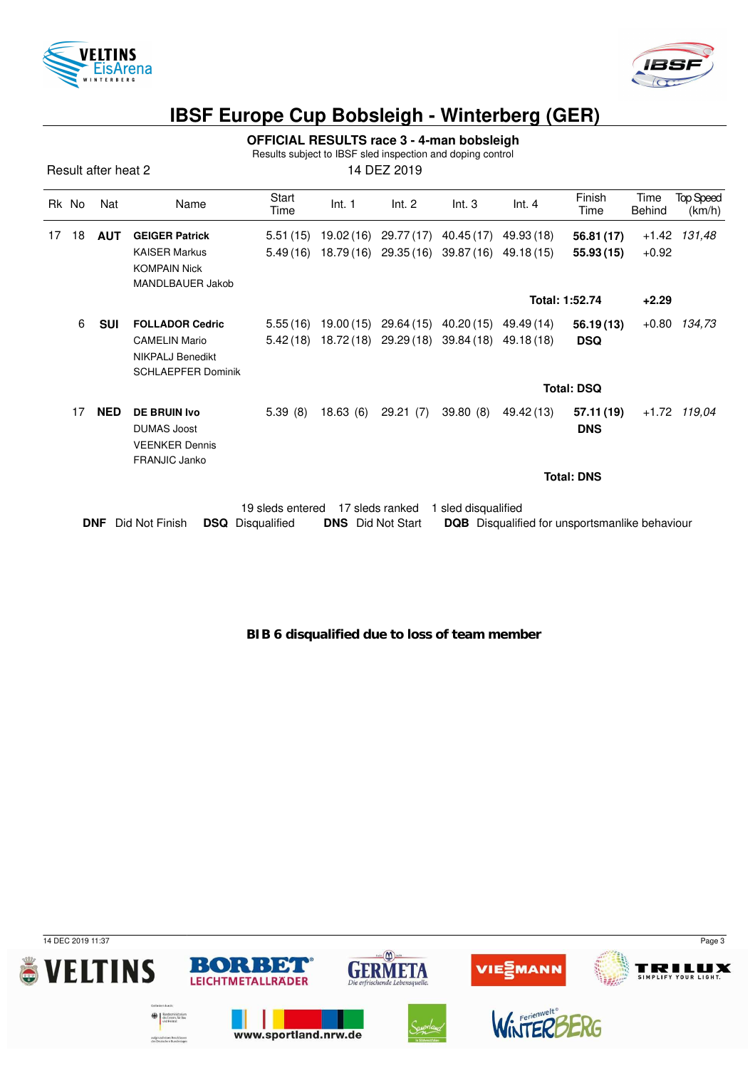# IBSF Europe Cup Bobsleigh - Winterberg (GER)

**OFFICIAL RESULTS race 3 - 4-man bobsleigh**

Results subject to IBSF sled inspection and doping control

Result after heat 2

14 DEZ 2019

| Rk | No | Nat | Name | Start Time | Int. 1 | Int. 2 | Int. 3 | Int. 4 | Finish Time | Time Behind | Top Speed (km/h) |
|---|---|---|---|---|---|---|---|---|---|---|---|
| 17 | 18 | **AUT** | **GEIGER Patrick** | 5.51 (15) | 19.02 (16) | 29.77 (17) | 40.45 (17) | 49.93 (18) | **56.81 (17)** | +1.42 | *131,48* |
| | | | KAISER Markus | 5.49 (16) | 18.79 (16) | 29.35 (16) | 39.87 (16) | 49.18 (15) | **55.93 (15)** | +0.92 | |
| | | | KOMPAIN Nick | | | | | | | | |
| | | | MANDLBAUER Jakob | | | | | | | | |
| | | | | | | | | | **Total: 1:52.74** | **+2.29** | |
| | 6 | **SUI** | **FOLLADOR Cedric** | 5.55 (16) | 19.00 (15) | 29.64 (15) | 40.20 (15) | 49.49 (14) | **56.19 (13)** | +0.80 | *134,73* |
| | | | CAMELIN Mario | 5.42 (18) | 18.72 (18) | 29.29 (18) | 39.84 (18) | 49.18 (18) | **DSQ** | | |
| | | | NIKPALJ Benedikt | | | | | | | | |
| | | | SCHLAEPFER Dominik | | | | | | | | |
| | | | | | | | | | **Total: DSQ** | | |
| | 17 | **NED** | **DE BRUIN Ivo** | 5.39 (8) | 18.63 (6) | 29.21 (7) | 39.80 (8) | 49.42 (13) | **57.11 (19)** | +1.72 | *119,04* |
| | | | DUMAS Joost | | | | | | **DNS** | | |
| | | | VEENKER Dennis | | | | | | | | |
| | | | FRANJIC Janko | | | | | | | | |
| | | | | | | | | | **Total: DNS** | | |

19 sleds entered 17 sleds ranked 1 sled disqualified

**DNF** Did Not Finish **DSQ** Disqualified **DNS** Did Not Start **DQB** Disqualified for unsportsmanlike behaviour

**BIB 6 disqualified due to loss of team member**

14 DEC 2019 11:37